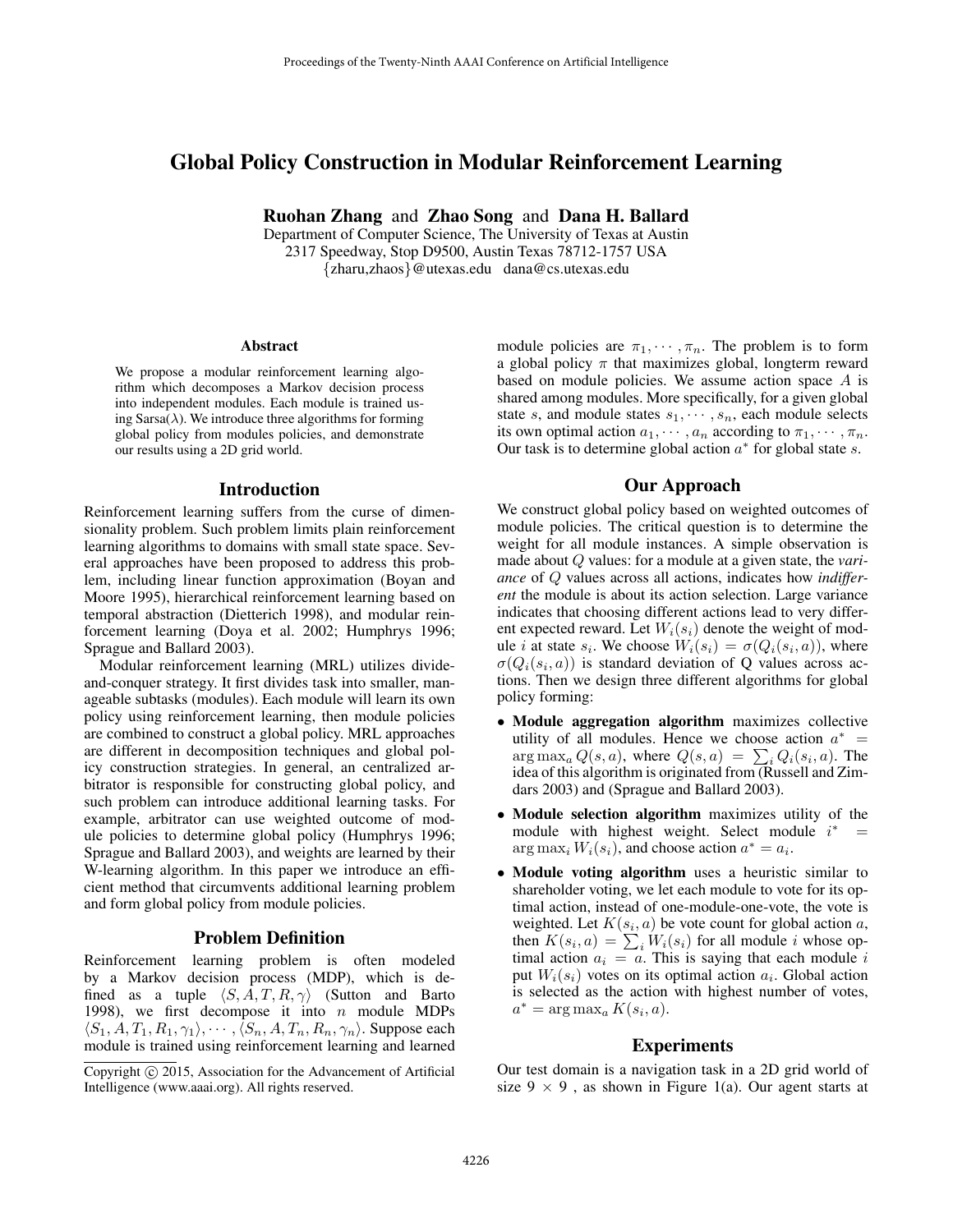# Global Policy Construction in Modular Reinforcement Learning

**Ruohan Zhang** and **Zhao Song** and **Dana H. Ballard**

Department of Computer Science, The University of Texas at Austin
2317 Speedway, Stop D9500, Austin Texas 78712-1757 USA
{zharu,zhaos}@utexas.edu dana@cs.utexas.edu

### Abstract

We propose a modular reinforcement learning algorithm which decomposes a Markov decision process into independent modules. Each module is trained using Sarsa($\lambda$). We introduce three algorithms for forming global policy from modules policies, and demonstrate our results using a 2D grid world.

## Introduction

Reinforcement learning suffers from the curse of dimensionality problem. Such problem limits plain reinforcement learning algorithms to domains with small state space. Several approaches have been proposed to address this problem, including linear function approximation (Boyan and Moore 1995), hierarchical reinforcement learning based on temporal abstraction (Dietterich 1998), and modular reinforcement learning (Doya et al. 2002; Humphrys 1996; Sprague and Ballard 2003).

Modular reinforcement learning (MRL) utilizes divide-and-conquer strategy. It first divides task into smaller, manageable subtasks (modules). Each module will learn its own policy using reinforcement learning, then module policies are combined to construct a global policy. MRL approaches are different in decomposition techniques and global policy construction strategies. In general, an centralized arbitrator is responsible for constructing global policy, and such problem can introduce additional learning tasks. For example, arbitrator can use weighted outcome of module policies to determine global policy (Humphrys 1996; Sprague and Ballard 2003), and weights are learned by their W-learning algorithm. In this paper we introduce an efficient method that circumvents additional learning problem and form global policy from module policies.

## Problem Definition

Reinforcement learning problem is often modeled by a Markov decision process (MDP), which is defined as a tuple $\langle S, A, T, R, \gamma \rangle$ (Sutton and Barto 1998), we first decompose it into $n$ module MDPs $\langle S_1, A, T_1, R_1, \gamma_1 \rangle, \cdots, \langle S_n, A, T_n, R_n, \gamma_n \rangle$. Suppose each module is trained using reinforcement learning and learned module policies are $\pi_1, \cdots, \pi_n$. The problem is to form a global policy $\pi$ that maximizes global, longterm reward based on module policies. We assume action space $A$ is shared among modules. More specifically, for a given global state $s$, and module states $s_1, \cdots, s_n$, each module selects its own optimal action $a_1, \cdots, a_n$ according to $\pi_1, \cdots, \pi_n$. Our task is to determine global action $a^*$ for global state $s$.

## Our Approach

We construct global policy based on weighted outcomes of module policies. The critical question is to determine the weight for all module instances. A simple observation is made about $Q$ values: for a module at a given state, the *variance* of $Q$ values across all actions, indicates how *indifferent* the module is about its action selection. Large variance indicates that choosing different actions lead to very different expected reward. Let $W_i(s_i)$ denote the weight of module $i$ at state $s_i$. We choose $W_i(s_i) = \sigma(Q_i(s_i, a))$, where $\sigma(Q_i(s_i, a))$ is standard deviation of Q values across actions. Then we design three different algorithms for global policy forming:

- **Module aggregation algorithm** maximizes collective utility of all modules. Hence we choose action $a^* = \arg\max_a Q(s, a)$, where $Q(s, a) = \sum_i Q_i(s_i, a)$. The idea of this algorithm is originated from (Russell and Zimdars 2003) and (Sprague and Ballard 2003).
- **Module selection algorithm** maximizes utility of the module with highest weight. Select module $i^* = \arg\max_i W_i(s_i)$, and choose action $a^* = a_i$.
- **Module voting algorithm** uses a heuristic similar to shareholder voting, we let each module to vote for its optimal action, instead of one-module-one-vote, the vote is weighted. Let $K(s_i, a)$ be vote count for global action $a$, then $K(s_i, a) = \sum_i W_i(s_i)$ for all module $i$ whose optimal action $a_i = a$. This is saying that each module $i$ put $W_i(s_i)$ votes on its optimal action $a_i$. Global action is selected as the action with highest number of votes, $a^* = \arg\max_a K(s_i, a)$.

## Experiments

Our test domain is a navigation task in a 2D grid world of size $9 \times 9$ , as shown in Figure 1(a). Our agent starts at

Copyright © 2015, Association for the Advancement of Artificial Intelligence (www.aaai.org). All rights reserved.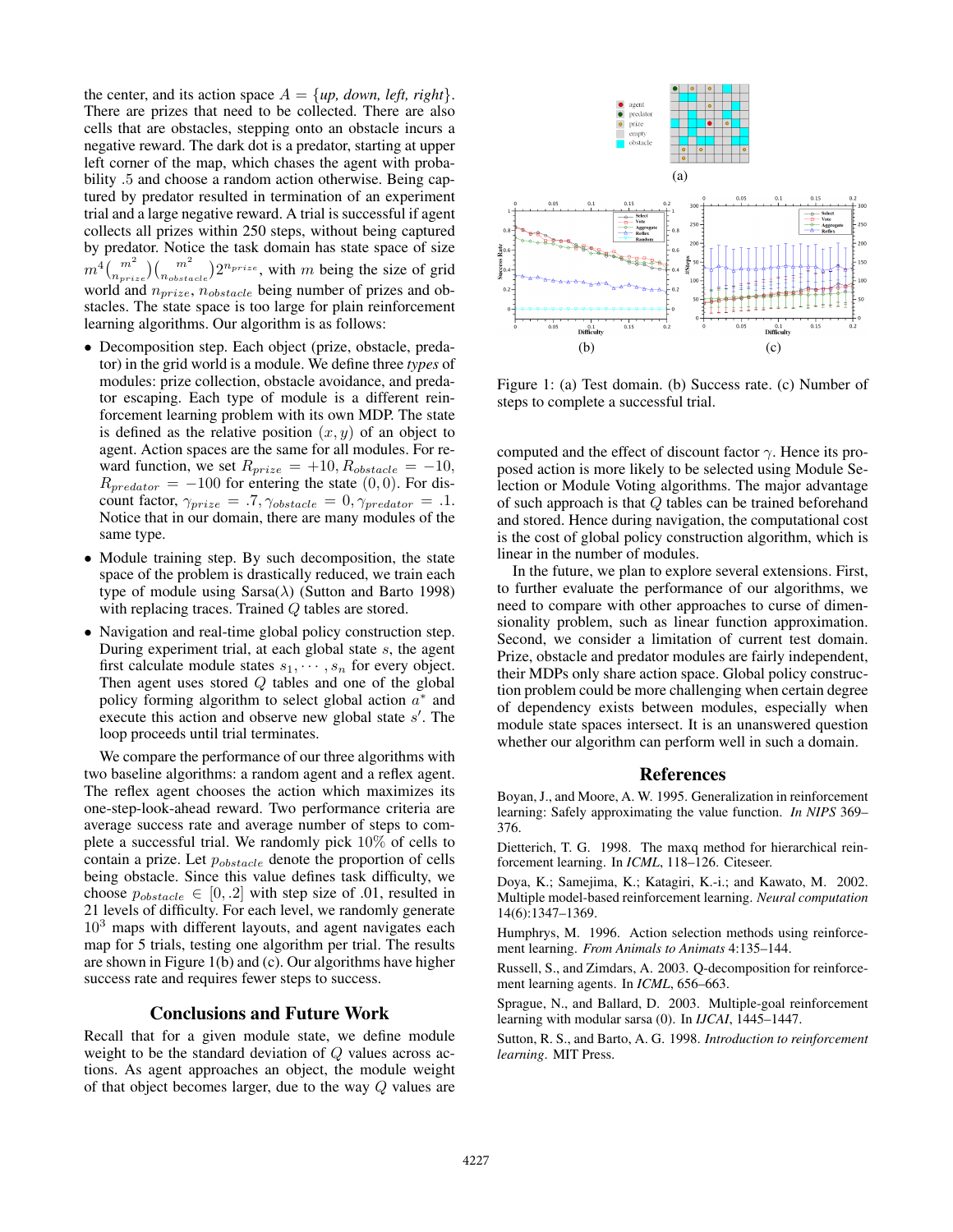the center, and its action space $A = \{up, down, left, right\}$. There are prizes that need to be collected. There are also cells that are obstacles, stepping onto an obstacle incurs a negative reward. The dark dot is a predator, starting at upper left corner of the map, which chases the agent with probability .5 and choose a random action otherwise. Being captured by predator resulted in termination of an experiment trial and a large negative reward. A trial is successful if agent collects all prizes within 250 steps, without being captured by predator. Notice the task domain has state space of size $m^4 \binom{m^2}{n_{prize}} \binom{m^2}{n_{obstacle}} 2^{n_{prize}}$, with $m$ being the size of grid world and $n_{prize}$, $n_{obstacle}$ being number of prizes and obstacles. The state space is too large for plain reinforcement learning algorithms. Our algorithm is as follows:

- Decomposition step. Each object (prize, obstacle, predator) in the grid world is a module. We define three *types* of modules: prize collection, obstacle avoidance, and predator escaping. Each type of module is a different reinforcement learning problem with its own MDP. The state is defined as the relative position $(x, y)$ of an object to agent. Action spaces are the same for all modules. For reward function, we set $R_{prize} = +10$, $R_{obstacle} = -10$, $R_{predator} = -100$ for entering the state $(0, 0)$. For discount factor, $\gamma_{prize} = .7$, $\gamma_{obstacle} = 0$, $\gamma_{predator} = .1$. Notice that in our domain, there are many modules of the same type.
- Module training step. By such decomposition, the state space of the problem is drastically reduced, we train each type of module using Sarsa($\lambda$) (Sutton and Barto 1998) with replacing traces. Trained $Q$ tables are stored.
- Navigation and real-time global policy construction step. During experiment trial, at each global state $s$, the agent first calculate module states $s_1, \cdots, s_n$ for every object. Then agent uses stored $Q$ tables and one of the global policy forming algorithm to select global action $a^*$ and execute this action and observe new global state $s'$. The loop proceeds until trial terminates.

We compare the performance of our three algorithms with two baseline algorithms: a random agent and a reflex agent. The reflex agent chooses the action which maximizes its one-step-look-ahead reward. Two performance criteria are average success rate and average number of steps to complete a successful trial. We randomly pick 10% of cells to contain a prize. Let $p_{obstacle}$ denote the proportion of cells being obstacle. Since this value defines task difficulty, we choose $p_{obstacle} \in [0, .2]$ with step size of .01, resulted in 21 levels of difficulty. For each level, we randomly generate $10^3$ maps with different layouts, and agent navigates each map for 5 trials, testing one algorithm per trial. The results are shown in Figure 1(b) and (c). Our algorithms have higher success rate and requires fewer steps to success.

agent
predator
prize
empty
obstacle

(a)

Success Rate
Difficulty
Select
Vote
Aggregate
Reflex
Random

(b)

#Steps
Difficulty
Select
Vote
Aggregate
Reflex

(c)

Figure 1: (a) Test domain. (b) Success rate. (c) Number of steps to complete a successful trial.

## Conclusions and Future Work

Recall that for a given module state, we define module weight to be the standard deviation of $Q$ values across actions. As agent approaches an object, the module weight of that object becomes larger, due to the way $Q$ values are computed and the effect of discount factor $\gamma$. Hence its proposed action is more likely to be selected using Module Selection or Module Voting algorithms. The major advantage of such approach is that $Q$ tables can be trained beforehand and stored. Hence during navigation, the computational cost is the cost of global policy construction algorithm, which is linear in the number of modules.

In the future, we plan to explore several extensions. First, to further evaluate the performance of our algorithms, we need to compare with other approaches to curse of dimensionality problem, such as linear function approximation. Second, we consider a limitation of current test domain. Prize, obstacle and predator modules are fairly independent, their MDPs only share action space. Global policy construction problem could be more challenging when certain degree of dependency exists between modules, especially when module state spaces intersect. It is an unanswered question whether our algorithm can perform well in such a domain.

## References

Boyan, J., and Moore, A. W. 1995. Generalization in reinforcement learning: Safely approximating the value function. *In NIPS* 369–376.

Dietterich, T. G. 1998. The maxq method for hierarchical reinforcement learning. In *ICML*, 118–126. Citeseer.

Doya, K.; Samejima, K.; Katagiri, K.-i.; and Kawato, M. 2002. Multiple model-based reinforcement learning. *Neural computation* 14(6):1347–1369.

Humphrys, M. 1996. Action selection methods using reinforcement learning. *From Animals to Animats* 4:135–144.

Russell, S., and Zimdars, A. 2003. Q-decomposition for reinforcement learning agents. In *ICML*, 656–663.

Sprague, N., and Ballard, D. 2003. Multiple-goal reinforcement learning with modular sarsa (0). In *IJCAI*, 1445–1447.

Sutton, R. S., and Barto, A. G. 1998. *Introduction to reinforcement learning*. MIT Press.